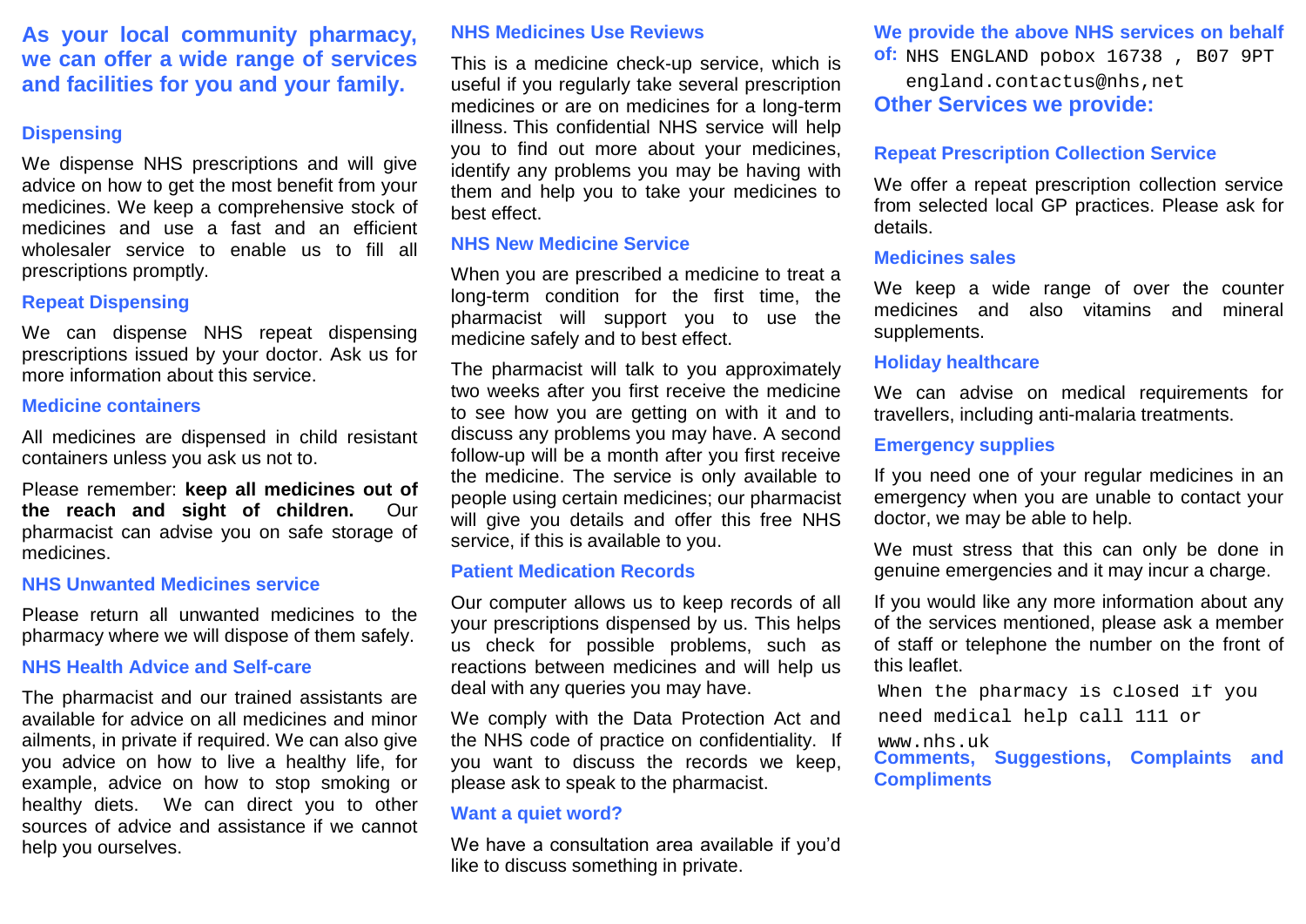## As your local community pharmacy, we can offer a wide range of services and facilities for you and your family.

### Dispensing

We dispense NHS prescriptions and will give advice on how to get the most benefit from your medicines. We keep a comprehensive stock of medicines and use a fast and an efficient wholesaler service to enable us to fill all prescriptions promptly.

### Repeat Dispensing

We can dispense NHS repeat dispensing prescriptions issued by your doctor. Ask us for more information about this service.

### Medicine containers

All medicines are dispensed in child resistant containers unless you ask us not to.

Please remember: **keep all medicines out of the reach and sight of children.** Our pharmacist can advise you on safe storage of medicines.

### NHS Unwanted Medicines service

Please return all unwanted medicines to the pharmacy where we will dispose of them safely.

### NHS Health Advice and Self-care

The pharmacist and our trained assistants are available for advice on all medicines and minor ailments, in private if required. We can also give you advice on how to live a healthy life, for example, advice on how to stop smoking or healthy diets. We can direct you to other sources of advice and assistance if we cannot help you ourselves.

### NHS Medicines Use Reviews

This is a medicine check-up service, which is useful if you regularly take several prescription medicines or are on medicines for a long-term illness. This confidential NHS service will help you to find out more about your medicines, identify any problems you may be having with them and help you to take your medicines to best effect.

### NHS New Medicine Service

When you are prescribed a medicine to treat a long-term condition for the first time, the pharmacist will support you to use the medicine safely and to best effect.

The pharmacist will talk to you approximately two weeks after you first receive the medicine to see how you are getting on with it and to discuss any problems you may have. A second follow-up will be a month after you first receive the medicine. The service is only available to people using certain medicines; our pharmacist will give you details and offer this free NHS service, if this is available to you.

### Patient Medication Records

Our computer allows us to keep records of all your prescriptions dispensed by us. This helps us check for possible problems, such as reactions between medicines and will help us deal with any queries you may have.

We comply with the Data Protection Act and the NHS code of practice on confidentiality. If you want to discuss the records we keep, please ask to speak to the pharmacist.

### Want a quiet word?

We have a consultation area available if you'd like to discuss something in private.

### We provide the above NHS services on behalf of:

NHS ENGLAND pobox 16738 , B07 9PT
england.contactus@nhs,net

## Other Services we provide:

### Repeat Prescription Collection Service

We offer a repeat prescription collection service from selected local GP practices. Please ask for details.

### Medicines sales

We keep a wide range of over the counter medicines and also vitamins and mineral supplements.

### Holiday healthcare

We can advise on medical requirements for travellers, including anti-malaria treatments.

### Emergency supplies

If you need one of your regular medicines in an emergency when you are unable to contact your doctor, we may be able to help.

We must stress that this can only be done in genuine emergencies and it may incur a charge.

If you would like any more information about any of the services mentioned, please ask a member of staff or telephone the number on the front of this leaflet.

When the pharmacy is closed if you need medical help call 111 or www.nhs.uk

### Comments, Suggestions, Complaints and Compliments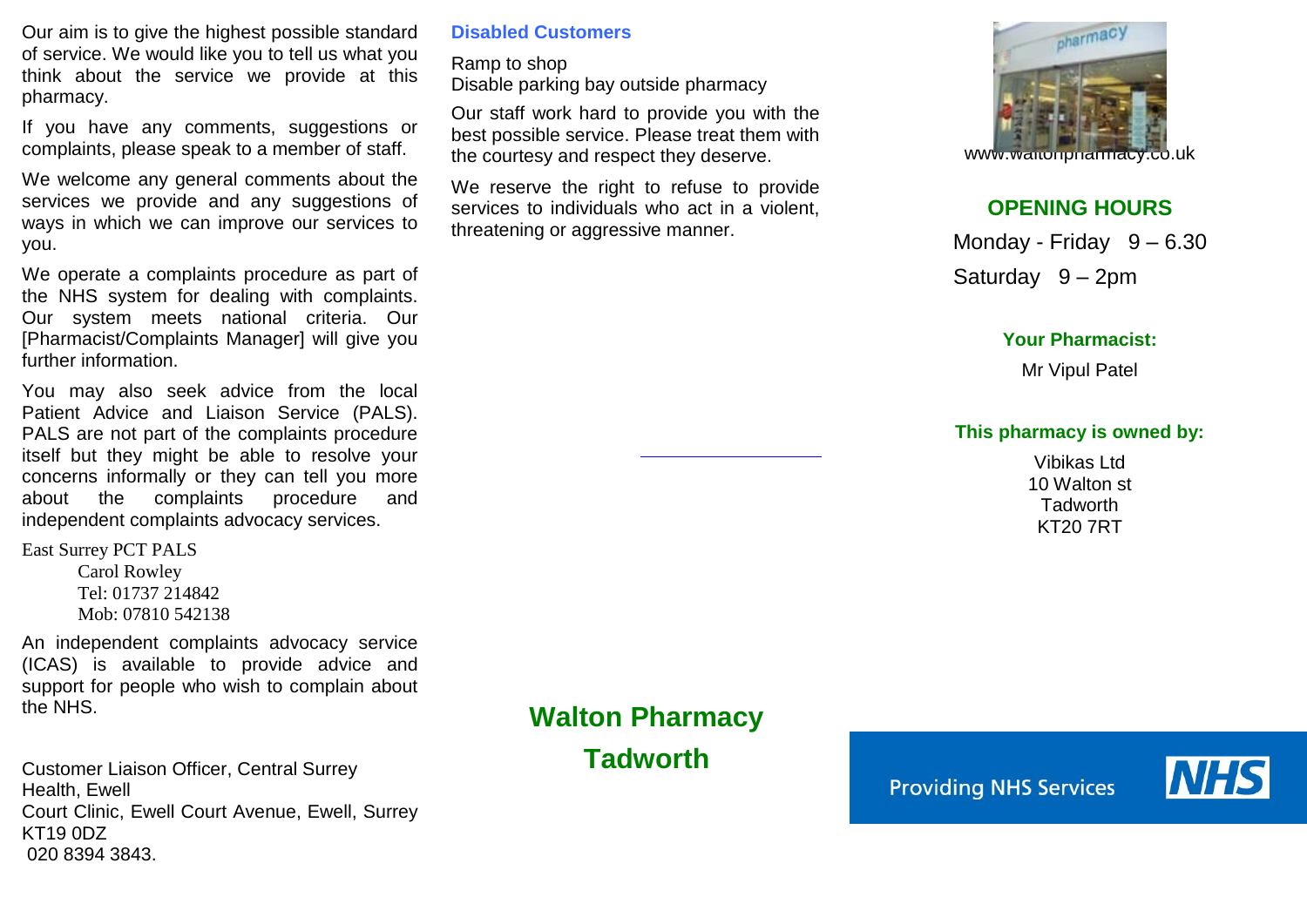Our aim is to give the highest possible standard of service. We would like you to tell us what you think about the service we provide at this pharmacy.

If you have any comments, suggestions or complaints, please speak to a member of staff.

We welcome any general comments about the services we provide and any suggestions of ways in which we can improve our services to you.

We operate a complaints procedure as part of the NHS system for dealing with complaints. Our system meets national criteria. Our [Pharmacist/Complaints Manager] will give you further information.

You may also seek advice from the local Patient Advice and Liaison Service (PALS). PALS are not part of the complaints procedure itself but they might be able to resolve your concerns informally or they can tell you more about the complaints procedure and independent complaints advocacy services.

East Surrey PCT PALS
Carol Rowley
Tel: 01737 214842
Mob: 07810 542138

An independent complaints advocacy service (ICAS) is available to provide advice and support for people who wish to complain about the NHS.

Customer Liaison Officer, Central Surrey Health, Ewell
Court Clinic, Ewell Court Avenue, Ewell, Surrey
KT19 0DZ
020 8394 3843.

### Disabled Customers

Ramp to shop
Disable parking bay outside pharmacy

Our staff work hard to provide you with the best possible service. Please treat them with the courtesy and respect they deserve.

We reserve the right to refuse to provide services to individuals who act in a violent, threatening or aggressive manner.

# Walton Pharmacy
# Tadworth

www.waltonpharmacy.co.uk

## OPENING HOURS

Monday - Friday 9 – 6.30
Saturday 9 – 2pm

**Your Pharmacist:**

Mr Vipul Patel

**This pharmacy is owned by:**

Vibikas Ltd
10 Walton st
Tadworth
KT20 7RT

Providing NHS Services NHS